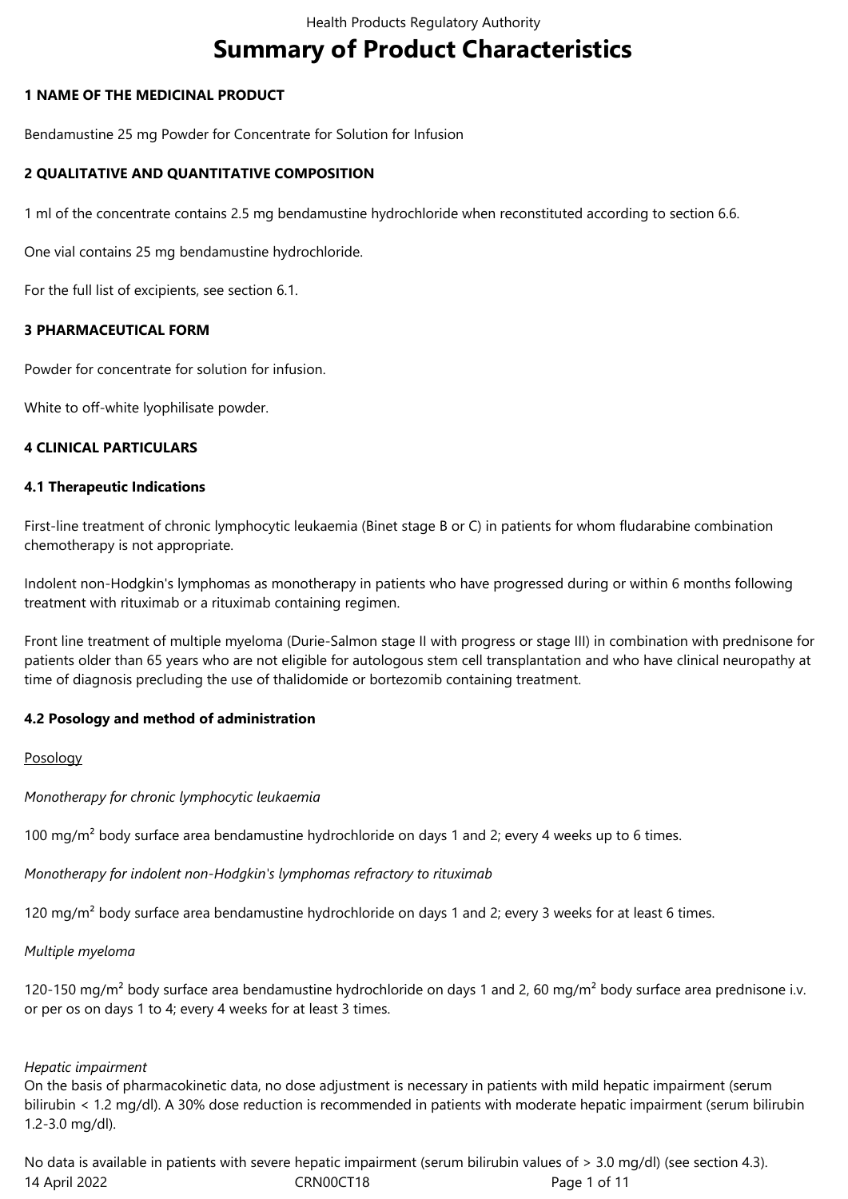# Summary of Product Characteristics

**1 NAME OF THE MEDICINAL PRODUCT**

Bendamustine 25 mg Powder for Concentrate for Solution for Infusion

**2 QUALITATIVE AND QUANTITATIVE COMPOSITION**

1 ml of the concentrate contains 2.5 mg bendamustine hydrochloride when reconstituted according to section 6.6.

One vial contains 25 mg bendamustine hydrochloride.

For the full list of excipients, see section 6.1.

**3 PHARMACEUTICAL FORM**

Powder for concentrate for solution for infusion.

White to off-white lyophilisate powder.

**4 CLINICAL PARTICULARS**

**4.1 Therapeutic Indications**

First-line treatment of chronic lymphocytic leukaemia (Binet stage B or C) in patients for whom fludarabine combination chemotherapy is not appropriate.

Indolent non-Hodgkin's lymphomas as monotherapy in patients who have progressed during or within 6 months following treatment with rituximab or a rituximab containing regimen.

Front line treatment of multiple myeloma (Durie-Salmon stage II with progress or stage III) in combination with prednisone for patients older than 65 years who are not eligible for autologous stem cell transplantation and who have clinical neuropathy at time of diagnosis precluding the use of thalidomide or bortezomib containing treatment.

**4.2 Posology and method of administration**

Posology

*Monotherapy for chronic lymphocytic leukaemia*

100 mg/m² body surface area bendamustine hydrochloride on days 1 and 2; every 4 weeks up to 6 times.

*Monotherapy for indolent non-Hodgkin's lymphomas refractory to rituximab*

120 mg/m² body surface area bendamustine hydrochloride on days 1 and 2; every 3 weeks for at least 6 times.

*Multiple myeloma*

120-150 mg/m² body surface area bendamustine hydrochloride on days 1 and 2, 60 mg/m² body surface area prednisone i.v. or per os on days 1 to 4; every 4 weeks for at least 3 times.

*Hepatic impairment*

On the basis of pharmacokinetic data, no dose adjustment is necessary in patients with mild hepatic impairment (serum bilirubin < 1.2 mg/dl). A 30% dose reduction is recommended in patients with moderate hepatic impairment (serum bilirubin 1.2-3.0 mg/dl).

No data is available in patients with severe hepatic impairment (serum bilirubin values of > 3.0 mg/dl) (see section 4.3).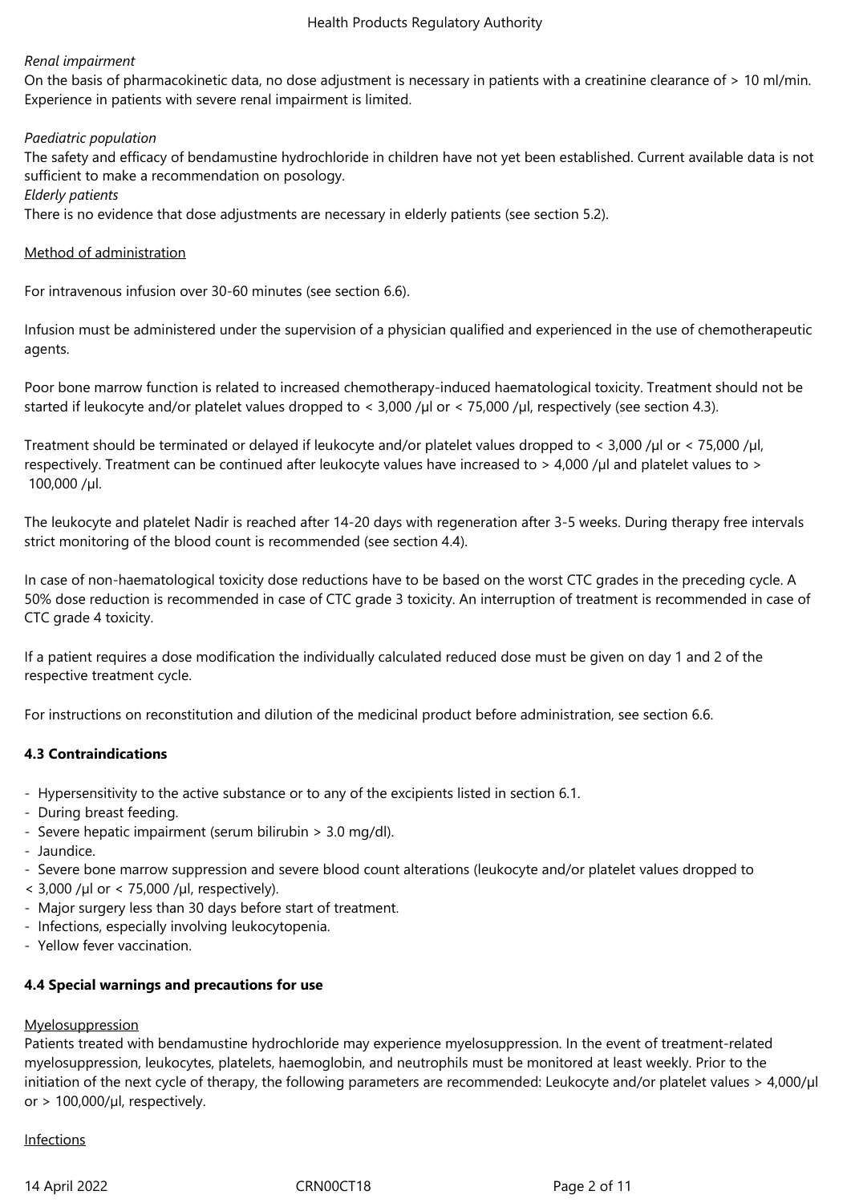*Renal impairment*
On the basis of pharmacokinetic data, no dose adjustment is necessary in patients with a creatinine clearance of > 10 ml/min. Experience in patients with severe renal impairment is limited.

*Paediatric population*
The safety and efficacy of bendamustine hydrochloride in children have not yet been established. Current available data is not sufficient to make a recommendation on posology.
*Elderly patients*
There is no evidence that dose adjustments are necessary in elderly patients (see section 5.2).

Method of administration

For intravenous infusion over 30-60 minutes (see section 6.6).

Infusion must be administered under the supervision of a physician qualified and experienced in the use of chemotherapeutic agents.

Poor bone marrow function is related to increased chemotherapy-induced haematological toxicity. Treatment should not be started if leukocyte and/or platelet values dropped to < 3,000 /µl or < 75,000 /µl, respectively (see section 4.3).

Treatment should be terminated or delayed if leukocyte and/or platelet values dropped to < 3,000 /µl or < 75,000 /µl, respectively. Treatment can be continued after leukocyte values have increased to > 4,000 /µl and platelet values to > 100,000 /µl.

The leukocyte and platelet Nadir is reached after 14-20 days with regeneration after 3-5 weeks. During therapy free intervals strict monitoring of the blood count is recommended (see section 4.4).

In case of non-haematological toxicity dose reductions have to be based on the worst CTC grades in the preceding cycle. A 50% dose reduction is recommended in case of CTC grade 3 toxicity. An interruption of treatment is recommended in case of CTC grade 4 toxicity.

If a patient requires a dose modification the individually calculated reduced dose must be given on day 1 and 2 of the respective treatment cycle.

For instructions on reconstitution and dilution of the medicinal product before administration, see section 6.6.

**4.3 Contraindications**

- Hypersensitivity to the active substance or to any of the excipients listed in section 6.1.
- During breast feeding.
- Severe hepatic impairment (serum bilirubin > 3.0 mg/dl).
- Jaundice.
- Severe bone marrow suppression and severe blood count alterations (leukocyte and/or platelet values dropped to < 3,000 /µl or < 75,000 /µl, respectively).
- Major surgery less than 30 days before start of treatment.
- Infections, especially involving leukocytopenia.
- Yellow fever vaccination.

**4.4 Special warnings and precautions for use**

Myelosuppression
Patients treated with bendamustine hydrochloride may experience myelosuppression. In the event of treatment-related myelosuppression, leukocytes, platelets, haemoglobin, and neutrophils must be monitored at least weekly. Prior to the initiation of the next cycle of therapy, the following parameters are recommended: Leukocyte and/or platelet values > 4,000/µl or > 100,000/µl, respectively.

Infections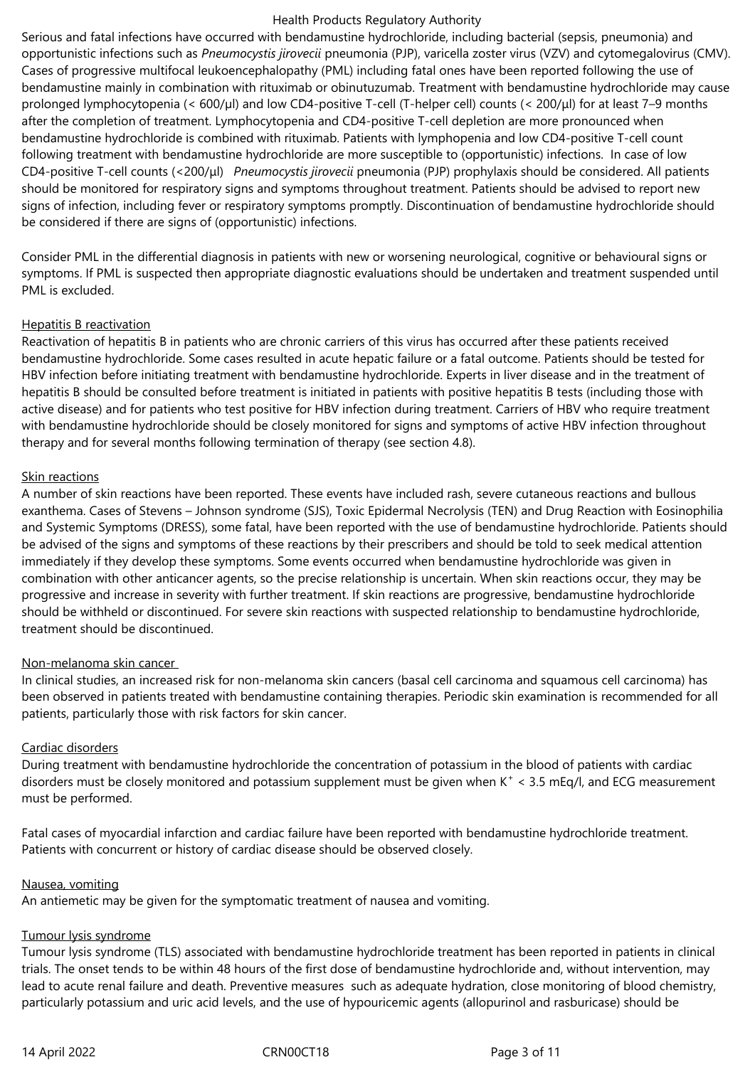Serious and fatal infections have occurred with bendamustine hydrochloride, including bacterial (sepsis, pneumonia) and opportunistic infections such as *Pneumocystis jirovecii* pneumonia (PJP), varicella zoster virus (VZV) and cytomegalovirus (CMV). Cases of progressive multifocal leukoencephalopathy (PML) including fatal ones have been reported following the use of bendamustine mainly in combination with rituximab or obinutuzumab. Treatment with bendamustine hydrochloride may cause prolonged lymphocytopenia (< 600/μl) and low CD4-positive T-cell (T-helper cell) counts (< 200/μl) for at least 7–9 months after the completion of treatment. Lymphocytopenia and CD4-positive T-cell depletion are more pronounced when bendamustine hydrochloride is combined with rituximab. Patients with lymphopenia and low CD4-positive T-cell count following treatment with bendamustine hydrochloride are more susceptible to (opportunistic) infections. In case of low CD4-positive T-cell counts (<200/μl) *Pneumocystis jirovecii* pneumonia (PJP) prophylaxis should be considered. All patients should be monitored for respiratory signs and symptoms throughout treatment. Patients should be advised to report new signs of infection, including fever or respiratory symptoms promptly. Discontinuation of bendamustine hydrochloride should be considered if there are signs of (opportunistic) infections.

Consider PML in the differential diagnosis in patients with new or worsening neurological, cognitive or behavioural signs or symptoms. If PML is suspected then appropriate diagnostic evaluations should be undertaken and treatment suspended until PML is excluded.

Hepatitis B reactivation

Reactivation of hepatitis B in patients who are chronic carriers of this virus has occurred after these patients received bendamustine hydrochloride. Some cases resulted in acute hepatic failure or a fatal outcome. Patients should be tested for HBV infection before initiating treatment with bendamustine hydrochloride. Experts in liver disease and in the treatment of hepatitis B should be consulted before treatment is initiated in patients with positive hepatitis B tests (including those with active disease) and for patients who test positive for HBV infection during treatment. Carriers of HBV who require treatment with bendamustine hydrochloride should be closely monitored for signs and symptoms of active HBV infection throughout therapy and for several months following termination of therapy (see section 4.8).

Skin reactions

A number of skin reactions have been reported. These events have included rash, severe cutaneous reactions and bullous exanthema. Cases of Stevens – Johnson syndrome (SJS), Toxic Epidermal Necrolysis (TEN) and Drug Reaction with Eosinophilia and Systemic Symptoms (DRESS), some fatal, have been reported with the use of bendamustine hydrochloride. Patients should be advised of the signs and symptoms of these reactions by their prescribers and should be told to seek medical attention immediately if they develop these symptoms. Some events occurred when bendamustine hydrochloride was given in combination with other anticancer agents, so the precise relationship is uncertain. When skin reactions occur, they may be progressive and increase in severity with further treatment. If skin reactions are progressive, bendamustine hydrochloride should be withheld or discontinued. For severe skin reactions with suspected relationship to bendamustine hydrochloride, treatment should be discontinued.

Non-melanoma skin cancer

In clinical studies, an increased risk for non-melanoma skin cancers (basal cell carcinoma and squamous cell carcinoma) has been observed in patients treated with bendamustine containing therapies. Periodic skin examination is recommended for all patients, particularly those with risk factors for skin cancer.

Cardiac disorders

During treatment with bendamustine hydrochloride the concentration of potassium in the blood of patients with cardiac disorders must be closely monitored and potassium supplement must be given when $K^+$ < 3.5 mEq/l, and ECG measurement must be performed.

Fatal cases of myocardial infarction and cardiac failure have been reported with bendamustine hydrochloride treatment. Patients with concurrent or history of cardiac disease should be observed closely.

Nausea, vomiting

An antiemetic may be given for the symptomatic treatment of nausea and vomiting.

Tumour lysis syndrome

Tumour lysis syndrome (TLS) associated with bendamustine hydrochloride treatment has been reported in patients in clinical trials. The onset tends to be within 48 hours of the first dose of bendamustine hydrochloride and, without intervention, may lead to acute renal failure and death. Preventive measures such as adequate hydration, close monitoring of blood chemistry, particularly potassium and uric acid levels, and the use of hypouricemic agents (allopurinol and rasburicase) should be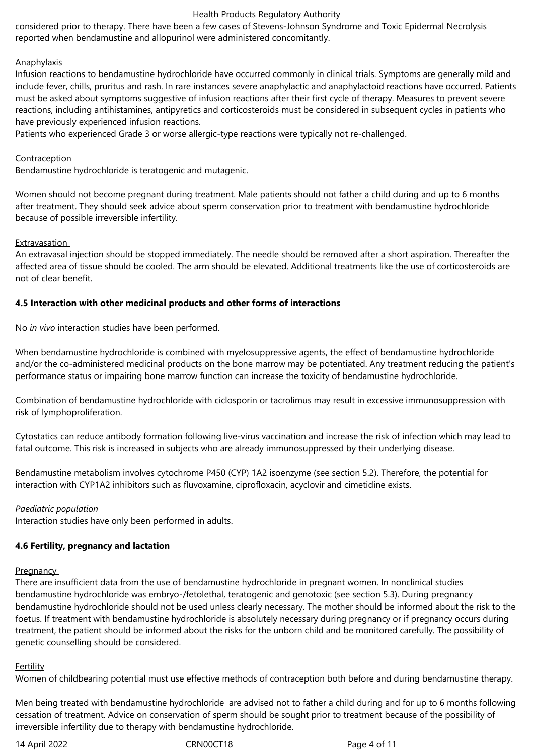considered prior to therapy. There have been a few cases of Stevens-Johnson Syndrome and Toxic Epidermal Necrolysis reported when bendamustine and allopurinol were administered concomitantly.

Anaphylaxis

Infusion reactions to bendamustine hydrochloride have occurred commonly in clinical trials. Symptoms are generally mild and include fever, chills, pruritus and rash. In rare instances severe anaphylactic and anaphylactoid reactions have occurred. Patients must be asked about symptoms suggestive of infusion reactions after their first cycle of therapy. Measures to prevent severe reactions, including antihistamines, antipyretics and corticosteroids must be considered in subsequent cycles in patients who have previously experienced infusion reactions.
Patients who experienced Grade 3 or worse allergic-type reactions were typically not re-challenged.

Contraception

Bendamustine hydrochloride is teratogenic and mutagenic.

Women should not become pregnant during treatment. Male patients should not father a child during and up to 6 months after treatment. They should seek advice about sperm conservation prior to treatment with bendamustine hydrochloride because of possible irreversible infertility.

Extravasation

An extravasal injection should be stopped immediately. The needle should be removed after a short aspiration. Thereafter the affected area of tissue should be cooled. The arm should be elevated. Additional treatments like the use of corticosteroids are not of clear benefit.

**4.5 Interaction with other medicinal products and other forms of interactions**

No *in vivo* interaction studies have been performed.

When bendamustine hydrochloride is combined with myelosuppressive agents, the effect of bendamustine hydrochloride and/or the co-administered medicinal products on the bone marrow may be potentiated. Any treatment reducing the patient's performance status or impairing bone marrow function can increase the toxicity of bendamustine hydrochloride.

Combination of bendamustine hydrochloride with ciclosporin or tacrolimus may result in excessive immunosuppression with risk of lymphoproliferation.

Cytostatics can reduce antibody formation following live-virus vaccination and increase the risk of infection which may lead to fatal outcome. This risk is increased in subjects who are already immunosuppressed by their underlying disease.

Bendamustine metabolism involves cytochrome P450 (CYP) 1A2 isoenzyme (see section 5.2). Therefore, the potential for interaction with CYP1A2 inhibitors such as fluvoxamine, ciprofloxacin, acyclovir and cimetidine exists.

*Paediatric population*

Interaction studies have only been performed in adults.

**4.6 Fertility, pregnancy and lactation**

Pregnancy

There are insufficient data from the use of bendamustine hydrochloride in pregnant women. In nonclinical studies bendamustine hydrochloride was embryo-/fetolethal, teratogenic and genotoxic (see section 5.3). During pregnancy bendamustine hydrochloride should not be used unless clearly necessary. The mother should be informed about the risk to the foetus. If treatment with bendamustine hydrochloride is absolutely necessary during pregnancy or if pregnancy occurs during treatment, the patient should be informed about the risks for the unborn child and be monitored carefully. The possibility of genetic counselling should be considered.

Fertility

Women of childbearing potential must use effective methods of contraception both before and during bendamustine therapy.

Men being treated with bendamustine hydrochloride are advised not to father a child during and for up to 6 months following cessation of treatment. Advice on conservation of sperm should be sought prior to treatment because of the possibility of irreversible infertility due to therapy with bendamustine hydrochloride.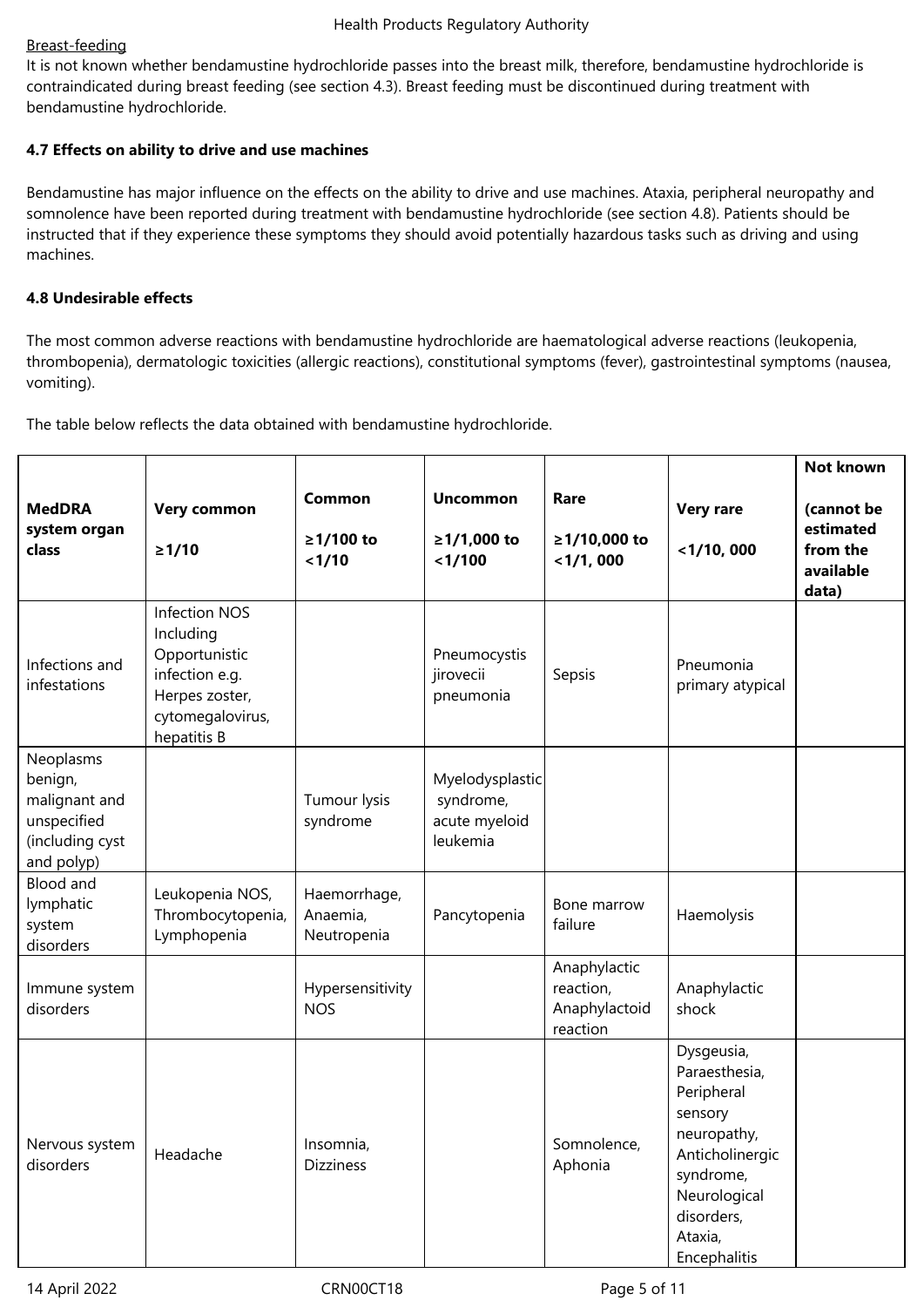Breast-feeding

It is not known whether bendamustine hydrochloride passes into the breast milk, therefore, bendamustine hydrochloride is contraindicated during breast feeding (see section 4.3). Breast feeding must be discontinued during treatment with bendamustine hydrochloride.

**4.7 Effects on ability to drive and use machines**

Bendamustine has major influence on the effects on the ability to drive and use machines. Ataxia, peripheral neuropathy and somnolence have been reported during treatment with bendamustine hydrochloride (see section 4.8). Patients should be instructed that if they experience these symptoms they should avoid potentially hazardous tasks such as driving and using machines.

**4.8 Undesirable effects**

The most common adverse reactions with bendamustine hydrochloride are haematological adverse reactions (leukopenia, thrombopenia), dermatologic toxicities (allergic reactions), constitutional symptoms (fever), gastrointestinal symptoms (nausea, vomiting).

The table below reflects the data obtained with bendamustine hydrochloride.

| MedDRA system organ class | Very common ≥1/10 | Common ≥1/100 to <1/10 | Uncommon ≥1/1,000 to <1/100 | Rare ≥1/10,000 to <1/1, 000 | Very rare <1/10, 000 | Not known (cannot be estimated from the available data) |
|---|---|---|---|---|---|---|
| Infections and infestations | Infection NOS Including Opportunistic infection e.g. Herpes zoster, cytomegalovirus, hepatitis B | | Pneumocystis jirovecii pneumonia | Sepsis | Pneumonia primary atypical | |
| Neoplasms benign, malignant and unspecified (including cyst and polyp) | | Tumour lysis syndrome | Myelodysplastic syndrome, acute myeloid leukemia | | | |
| Blood and lymphatic system disorders | Leukopenia NOS, Thrombocytopenia, Lymphopenia | Haemorrhage, Anaemia, Neutropenia | Pancytopenia | Bone marrow failure | Haemolysis | |
| Immune system disorders | | Hypersensitivity NOS | | Anaphylactic reaction, Anaphylactoid reaction | Anaphylactic shock | |
| Nervous system disorders | Headache | Insomnia, Dizziness | | Somnolence, Aphonia | Dysgeusia, Paraesthesia, Peripheral sensory neuropathy, Anticholinergic syndrome, Neurological disorders, Ataxia, Encephalitis | |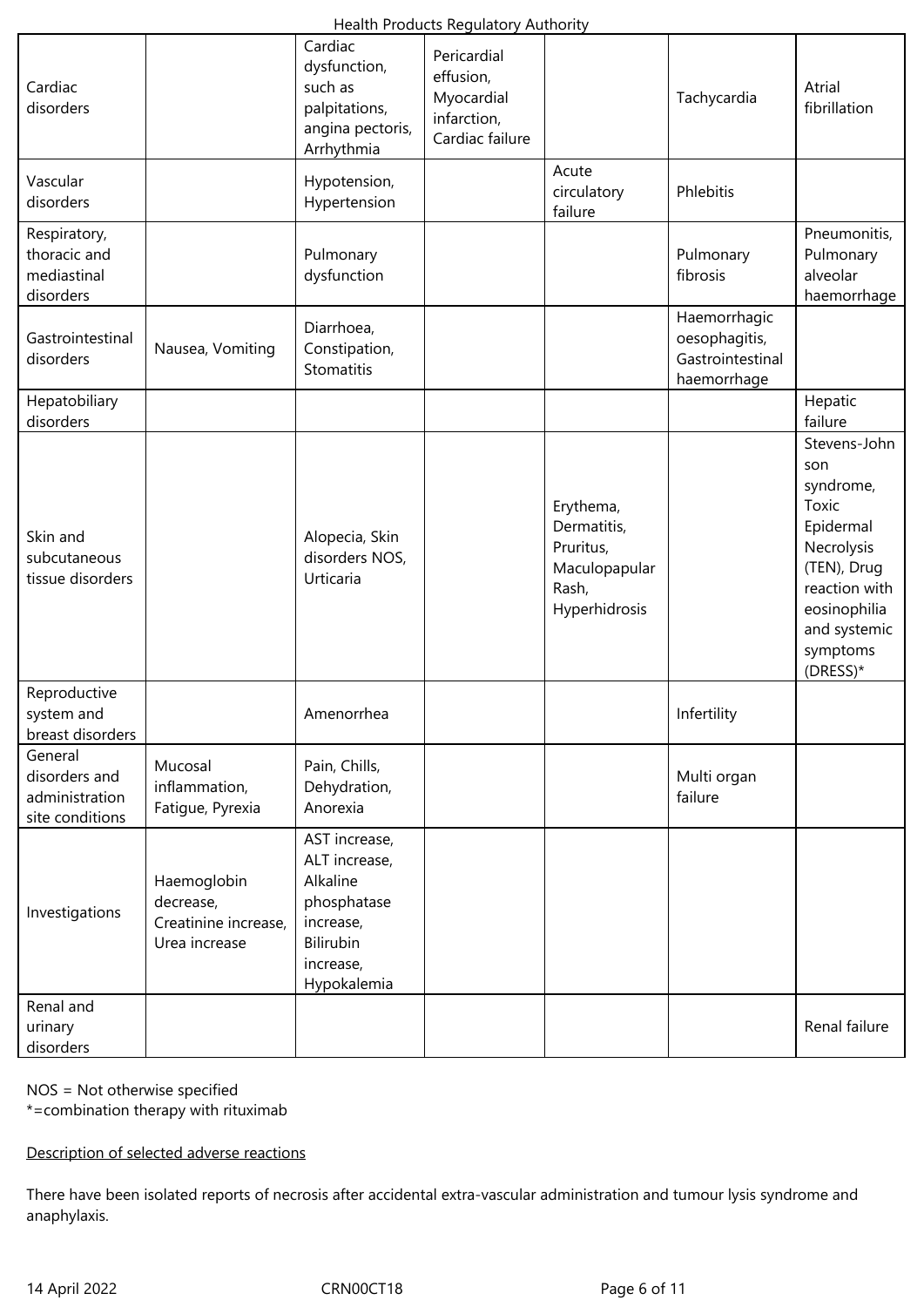| Cardiac disorders | | Cardiac dysfunction, such as palpitations, angina pectoris, Arrhythmia | Pericardial effusion, Myocardial infarction, Cardiac failure | | Tachycardia | Atrial fibrillation |
|---|---|---|---|---|---|---|
| Vascular disorders | | Hypotension, Hypertension | | Acute circulatory failure | Phlebitis | |
| Respiratory, thoracic and mediastinal disorders | | Pulmonary dysfunction | | | Pulmonary fibrosis | Pneumonitis, Pulmonary alveolar haemorrhage |
| Gastrointestinal disorders | Nausea, Vomiting | Diarrhoea, Constipation, Stomatitis | | | Haemorrhagic oesophagitis, Gastrointestinal haemorrhage | |
| Hepatobiliary disorders | | | | | | Hepatic failure |
| Skin and subcutaneous tissue disorders | | Alopecia, Skin disorders NOS, Urticaria | | Erythema, Dermatitis, Pruritus, Maculopapular Rash, Hyperhidrosis | | Stevens-Johnson syndrome, Toxic Epidermal Necrolysis (TEN), Drug reaction with eosinophilia and systemic symptoms (DRESS)* |
| Reproductive system and breast disorders | | Amenorrhea | | | Infertility | |
| General disorders and administration site conditions | Mucosal inflammation, Fatigue, Pyrexia | Pain, Chills, Dehydration, Anorexia | | | Multi organ failure | |
| Investigations | Haemoglobin decrease, Creatinine increase, Urea increase | AST increase, ALT increase, Alkaline phosphatase increase, Bilirubin increase, Hypokalemia | | | | |
| Renal and urinary disorders | | | | | | Renal failure |

NOS = Not otherwise specified
*=combination therapy with rituximab

Description of selected adverse reactions

There have been isolated reports of necrosis after accidental extra-vascular administration and tumour lysis syndrome and anaphylaxis.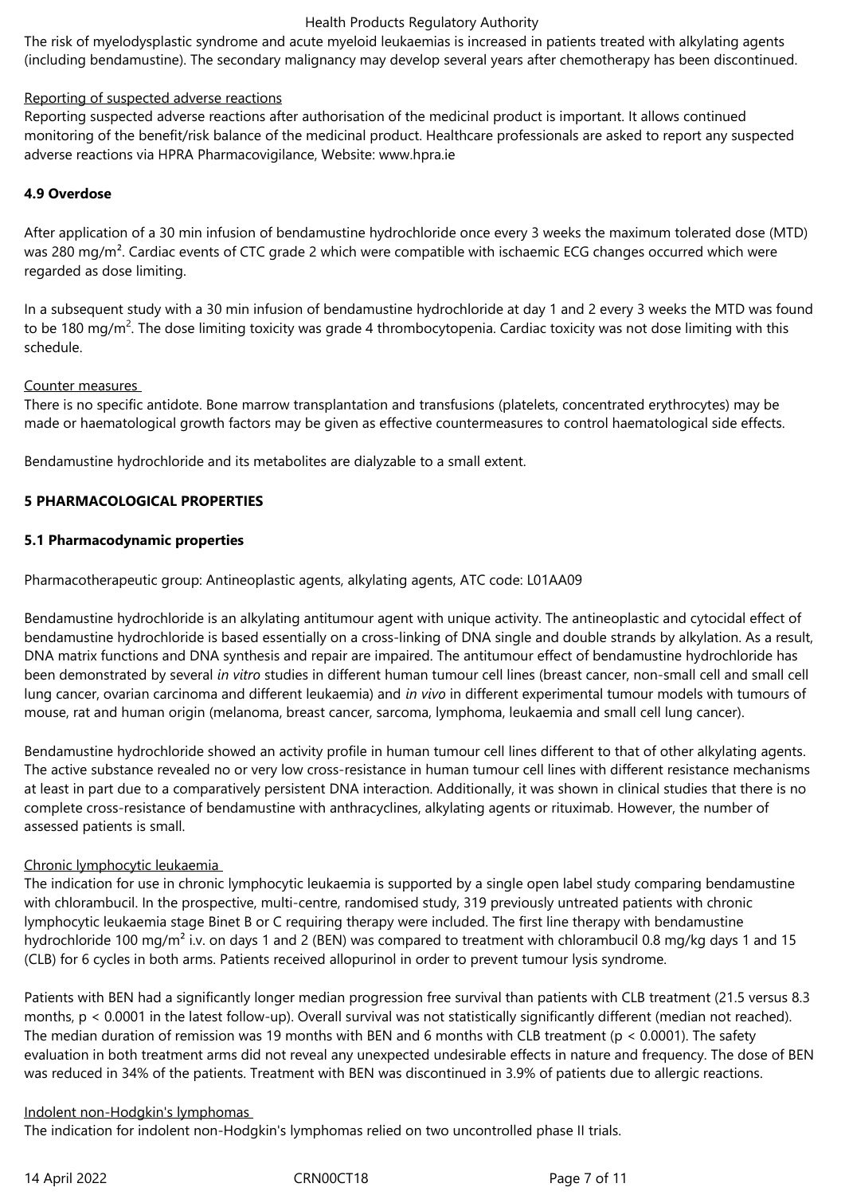The risk of myelodysplastic syndrome and acute myeloid leukaemias is increased in patients treated with alkylating agents (including bendamustine). The secondary malignancy may develop several years after chemotherapy has been discontinued.

Reporting of suspected adverse reactions

Reporting suspected adverse reactions after authorisation of the medicinal product is important. It allows continued monitoring of the benefit/risk balance of the medicinal product. Healthcare professionals are asked to report any suspected adverse reactions via HPRA Pharmacovigilance, Website: www.hpra.ie

### 4.9 Overdose

After application of a 30 min infusion of bendamustine hydrochloride once every 3 weeks the maximum tolerated dose (MTD) was 280 mg/m². Cardiac events of CTC grade 2 which were compatible with ischaemic ECG changes occurred which were regarded as dose limiting.

In a subsequent study with a 30 min infusion of bendamustine hydrochloride at day 1 and 2 every 3 weeks the MTD was found to be 180 mg/m$^2$. The dose limiting toxicity was grade 4 thrombocytopenia. Cardiac toxicity was not dose limiting with this schedule.

Counter measures

There is no specific antidote. Bone marrow transplantation and transfusions (platelets, concentrated erythrocytes) may be made or haematological growth factors may be given as effective countermeasures to control haematological side effects.

Bendamustine hydrochloride and its metabolites are dialyzable to a small extent.

## 5 PHARMACOLOGICAL PROPERTIES

### 5.1 Pharmacodynamic properties

Pharmacotherapeutic group: Antineoplastic agents, alkylating agents, ATC code: L01AA09

Bendamustine hydrochloride is an alkylating antitumour agent with unique activity. The antineoplastic and cytocidal effect of bendamustine hydrochloride is based essentially on a cross-linking of DNA single and double strands by alkylation. As a result, DNA matrix functions and DNA synthesis and repair are impaired. The antitumour effect of bendamustine hydrochloride has been demonstrated by several *in vitro* studies in different human tumour cell lines (breast cancer, non-small cell and small cell lung cancer, ovarian carcinoma and different leukaemia) and *in vivo* in different experimental tumour models with tumours of mouse, rat and human origin (melanoma, breast cancer, sarcoma, lymphoma, leukaemia and small cell lung cancer).

Bendamustine hydrochloride showed an activity profile in human tumour cell lines different to that of other alkylating agents. The active substance revealed no or very low cross-resistance in human tumour cell lines with different resistance mechanisms at least in part due to a comparatively persistent DNA interaction. Additionally, it was shown in clinical studies that there is no complete cross-resistance of bendamustine with anthracyclines, alkylating agents or rituximab. However, the number of assessed patients is small.

Chronic lymphocytic leukaemia

The indication for use in chronic lymphocytic leukaemia is supported by a single open label study comparing bendamustine with chlorambucil. In the prospective, multi-centre, randomised study, 319 previously untreated patients with chronic lymphocytic leukaemia stage Binet B or C requiring therapy were included. The first line therapy with bendamustine hydrochloride 100 mg/m² i.v. on days 1 and 2 (BEN) was compared to treatment with chlorambucil 0.8 mg/kg days 1 and 15 (CLB) for 6 cycles in both arms. Patients received allopurinol in order to prevent tumour lysis syndrome.

Patients with BEN had a significantly longer median progression free survival than patients with CLB treatment (21.5 versus 8.3 months, $p < 0.0001$ in the latest follow-up). Overall survival was not statistically significantly different (median not reached). The median duration of remission was 19 months with BEN and 6 months with CLB treatment ($p < 0.0001$). The safety evaluation in both treatment arms did not reveal any unexpected undesirable effects in nature and frequency. The dose of BEN was reduced in 34% of the patients. Treatment with BEN was discontinued in 3.9% of patients due to allergic reactions.

Indolent non-Hodgkin's lymphomas

The indication for indolent non-Hodgkin's lymphomas relied on two uncontrolled phase II trials.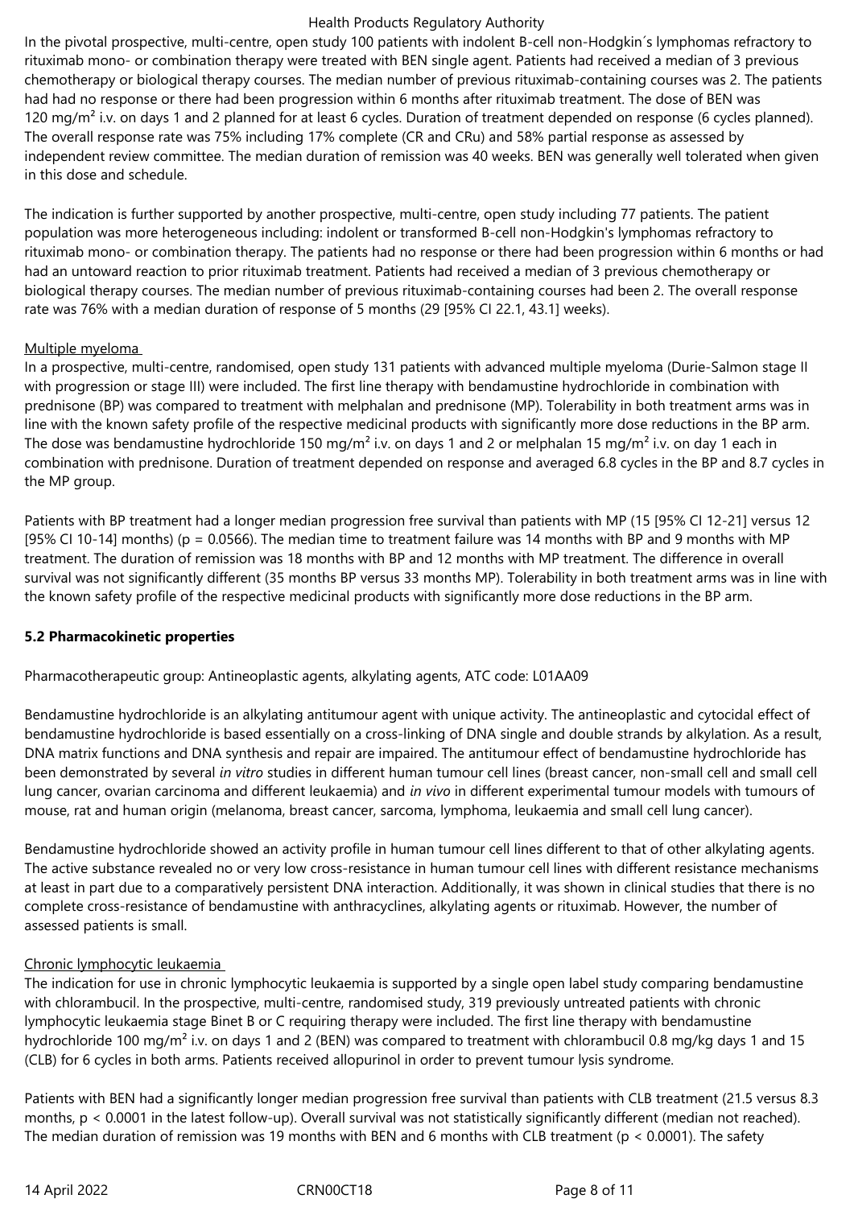In the pivotal prospective, multi-centre, open study 100 patients with indolent B-cell non-Hodgkin´s lymphomas refractory to rituximab mono- or combination therapy were treated with BEN single agent. Patients had received a median of 3 previous chemotherapy or biological therapy courses. The median number of previous rituximab-containing courses was 2. The patients had had no response or there had been progression within 6 months after rituximab treatment. The dose of BEN was 120 mg/m² i.v. on days 1 and 2 planned for at least 6 cycles. Duration of treatment depended on response (6 cycles planned). The overall response rate was 75% including 17% complete (CR and CRu) and 58% partial response as assessed by independent review committee. The median duration of remission was 40 weeks. BEN was generally well tolerated when given in this dose and schedule.

The indication is further supported by another prospective, multi-centre, open study including 77 patients. The patient population was more heterogeneous including: indolent or transformed B-cell non-Hodgkin's lymphomas refractory to rituximab mono- or combination therapy. The patients had no response or there had been progression within 6 months or had had an untoward reaction to prior rituximab treatment. Patients had received a median of 3 previous chemotherapy or biological therapy courses. The median number of previous rituximab-containing courses had been 2. The overall response rate was 76% with a median duration of response of 5 months (29 [95% CI 22.1, 43.1] weeks).

Multiple myeloma

In a prospective, multi-centre, randomised, open study 131 patients with advanced multiple myeloma (Durie-Salmon stage II with progression or stage III) were included. The first line therapy with bendamustine hydrochloride in combination with prednisone (BP) was compared to treatment with melphalan and prednisone (MP). Tolerability in both treatment arms was in line with the known safety profile of the respective medicinal products with significantly more dose reductions in the BP arm. The dose was bendamustine hydrochloride 150 mg/m² i.v. on days 1 and 2 or melphalan 15 mg/m² i.v. on day 1 each in combination with prednisone. Duration of treatment depended on response and averaged 6.8 cycles in the BP and 8.7 cycles in the MP group.

Patients with BP treatment had a longer median progression free survival than patients with MP (15 [95% CI 12-21] versus 12 [95% CI 10-14] months) ($p = 0.0566$). The median time to treatment failure was 14 months with BP and 9 months with MP treatment. The duration of remission was 18 months with BP and 12 months with MP treatment. The difference in overall survival was not significantly different (35 months BP versus 33 months MP). Tolerability in both treatment arms was in line with the known safety profile of the respective medicinal products with significantly more dose reductions in the BP arm.

**5.2 Pharmacokinetic properties**

Pharmacotherapeutic group: Antineoplastic agents, alkylating agents, ATC code: L01AA09

Bendamustine hydrochloride is an alkylating antitumour agent with unique activity. The antineoplastic and cytocidal effect of bendamustine hydrochloride is based essentially on a cross-linking of DNA single and double strands by alkylation. As a result, DNA matrix functions and DNA synthesis and repair are impaired. The antitumour effect of bendamustine hydrochloride has been demonstrated by several *in vitro* studies in different human tumour cell lines (breast cancer, non-small cell and small cell lung cancer, ovarian carcinoma and different leukaemia) and *in vivo* in different experimental tumour models with tumours of mouse, rat and human origin (melanoma, breast cancer, sarcoma, lymphoma, leukaemia and small cell lung cancer).

Bendamustine hydrochloride showed an activity profile in human tumour cell lines different to that of other alkylating agents. The active substance revealed no or very low cross-resistance in human tumour cell lines with different resistance mechanisms at least in part due to a comparatively persistent DNA interaction. Additionally, it was shown in clinical studies that there is no complete cross-resistance of bendamustine with anthracyclines, alkylating agents or rituximab. However, the number of assessed patients is small.

Chronic lymphocytic leukaemia

The indication for use in chronic lymphocytic leukaemia is supported by a single open label study comparing bendamustine with chlorambucil. In the prospective, multi-centre, randomised study, 319 previously untreated patients with chronic lymphocytic leukaemia stage Binet B or C requiring therapy were included. The first line therapy with bendamustine hydrochloride 100 mg/m² i.v. on days 1 and 2 (BEN) was compared to treatment with chlorambucil 0.8 mg/kg days 1 and 15 (CLB) for 6 cycles in both arms. Patients received allopurinol in order to prevent tumour lysis syndrome.

Patients with BEN had a significantly longer median progression free survival than patients with CLB treatment (21.5 versus 8.3 months, $p < 0.0001$ in the latest follow-up). Overall survival was not statistically significantly different (median not reached). The median duration of remission was 19 months with BEN and 6 months with CLB treatment ($p < 0.0001$). The safety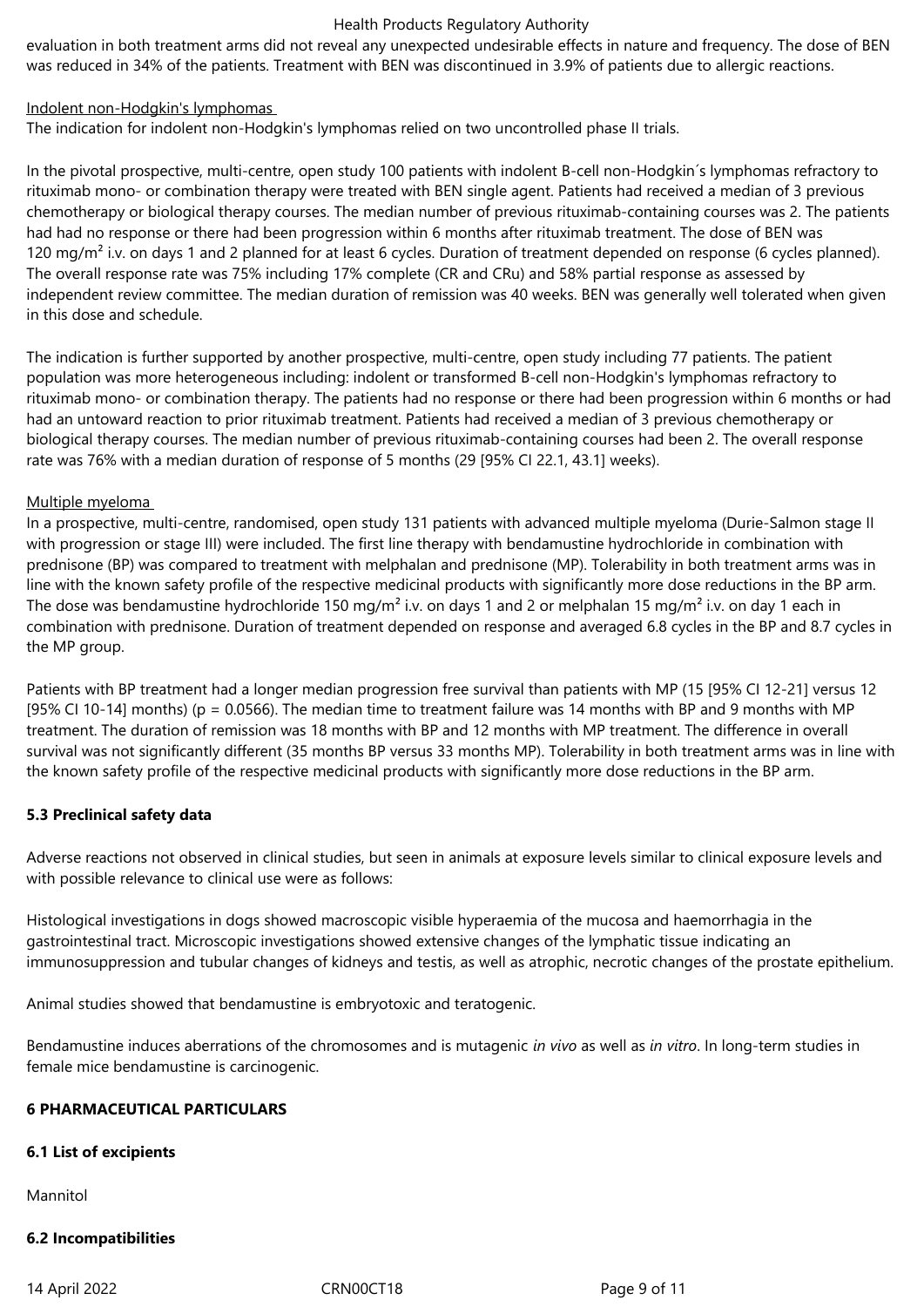evaluation in both treatment arms did not reveal any unexpected undesirable effects in nature and frequency. The dose of BEN was reduced in 34% of the patients. Treatment with BEN was discontinued in 3.9% of patients due to allergic reactions.

Indolent non-Hodgkin's lymphomas

The indication for indolent non-Hodgkin's lymphomas relied on two uncontrolled phase II trials.

In the pivotal prospective, multi-centre, open study 100 patients with indolent B-cell non-Hodgkin´s lymphomas refractory to rituximab mono- or combination therapy were treated with BEN single agent. Patients had received a median of 3 previous chemotherapy or biological therapy courses. The median number of previous rituximab-containing courses was 2. The patients had had no response or there had been progression within 6 months after rituximab treatment. The dose of BEN was 120 mg/m² i.v. on days 1 and 2 planned for at least 6 cycles. Duration of treatment depended on response (6 cycles planned). The overall response rate was 75% including 17% complete (CR and CRu) and 58% partial response as assessed by independent review committee. The median duration of remission was 40 weeks. BEN was generally well tolerated when given in this dose and schedule.

The indication is further supported by another prospective, multi-centre, open study including 77 patients. The patient population was more heterogeneous including: indolent or transformed B-cell non-Hodgkin's lymphomas refractory to rituximab mono- or combination therapy. The patients had no response or there had been progression within 6 months or had had an untoward reaction to prior rituximab treatment. Patients had received a median of 3 previous chemotherapy or biological therapy courses. The median number of previous rituximab-containing courses had been 2. The overall response rate was 76% with a median duration of response of 5 months (29 [95% CI 22.1, 43.1] weeks).

Multiple myeloma

In a prospective, multi-centre, randomised, open study 131 patients with advanced multiple myeloma (Durie-Salmon stage II with progression or stage III) were included. The first line therapy with bendamustine hydrochloride in combination with prednisone (BP) was compared to treatment with melphalan and prednisone (MP). Tolerability in both treatment arms was in line with the known safety profile of the respective medicinal products with significantly more dose reductions in the BP arm. The dose was bendamustine hydrochloride 150 mg/m² i.v. on days 1 and 2 or melphalan 15 mg/m² i.v. on day 1 each in combination with prednisone. Duration of treatment depended on response and averaged 6.8 cycles in the BP and 8.7 cycles in the MP group.

Patients with BP treatment had a longer median progression free survival than patients with MP (15 [95% CI 12-21] versus 12 [95% CI 10-14] months) ($p = 0.0566$). The median time to treatment failure was 14 months with BP and 9 months with MP treatment. The duration of remission was 18 months with BP and 12 months with MP treatment. The difference in overall survival was not significantly different (35 months BP versus 33 months MP). Tolerability in both treatment arms was in line with the known safety profile of the respective medicinal products with significantly more dose reductions in the BP arm.

**5.3 Preclinical safety data**

Adverse reactions not observed in clinical studies, but seen in animals at exposure levels similar to clinical exposure levels and with possible relevance to clinical use were as follows:

Histological investigations in dogs showed macroscopic visible hyperaemia of the mucosa and haemorrhagia in the gastrointestinal tract. Microscopic investigations showed extensive changes of the lymphatic tissue indicating an immunosuppression and tubular changes of kidneys and testis, as well as atrophic, necrotic changes of the prostate epithelium.

Animal studies showed that bendamustine is embryotoxic and teratogenic.

Bendamustine induces aberrations of the chromosomes and is mutagenic *in vivo* as well as *in vitro*. In long-term studies in female mice bendamustine is carcinogenic.

**6 PHARMACEUTICAL PARTICULARS**

**6.1 List of excipients**

Mannitol

**6.2 Incompatibilities**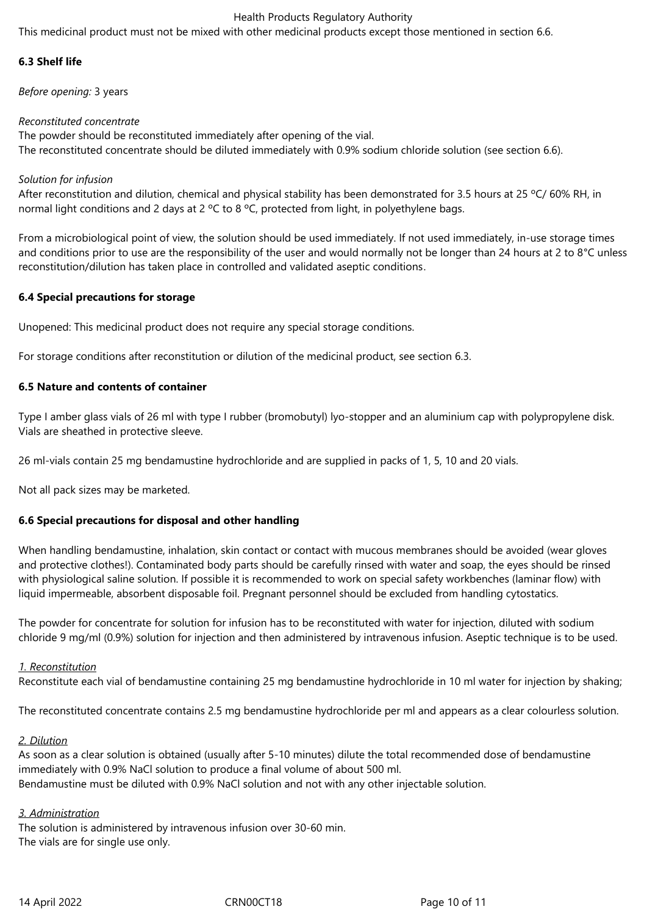This medicinal product must not be mixed with other medicinal products except those mentioned in section 6.6.

### 6.3 Shelf life

*Before opening:* 3 years

*Reconstituted concentrate*

The powder should be reconstituted immediately after opening of the vial.
The reconstituted concentrate should be diluted immediately with 0.9% sodium chloride solution (see section 6.6).

*Solution for infusion*

After reconstitution and dilution, chemical and physical stability has been demonstrated for 3.5 hours at 25 ºC/ 60% RH, in normal light conditions and 2 days at 2 ºC to 8 ºC, protected from light, in polyethylene bags.

From a microbiological point of view, the solution should be used immediately. If not used immediately, in-use storage times and conditions prior to use are the responsibility of the user and would normally not be longer than 24 hours at 2 to 8°C unless reconstitution/dilution has taken place in controlled and validated aseptic conditions.

### 6.4 Special precautions for storage

Unopened: This medicinal product does not require any special storage conditions.

For storage conditions after reconstitution or dilution of the medicinal product, see section 6.3.

### 6.5 Nature and contents of container

Type I amber glass vials of 26 ml with type I rubber (bromobutyl) lyo-stopper and an aluminium cap with polypropylene disk. Vials are sheathed in protective sleeve.

26 ml-vials contain 25 mg bendamustine hydrochloride and are supplied in packs of 1, 5, 10 and 20 vials.

Not all pack sizes may be marketed.

### 6.6 Special precautions for disposal and other handling

When handling bendamustine, inhalation, skin contact or contact with mucous membranes should be avoided (wear gloves and protective clothes!). Contaminated body parts should be carefully rinsed with water and soap, the eyes should be rinsed with physiological saline solution. If possible it is recommended to work on special safety workbenches (laminar flow) with liquid impermeable, absorbent disposable foil. Pregnant personnel should be excluded from handling cytostatics.

The powder for concentrate for solution for infusion has to be reconstituted with water for injection, diluted with sodium chloride 9 mg/ml (0.9%) solution for injection and then administered by intravenous infusion. Aseptic technique is to be used.

<u>1. Reconstitution</u>

Reconstitute each vial of bendamustine containing 25 mg bendamustine hydrochloride in 10 ml water for injection by shaking;

The reconstituted concentrate contains 2.5 mg bendamustine hydrochloride per ml and appears as a clear colourless solution.

<u>2. Dilution</u>

As soon as a clear solution is obtained (usually after 5-10 minutes) dilute the total recommended dose of bendamustine immediately with 0.9% NaCl solution to produce a final volume of about 500 ml.
Bendamustine must be diluted with 0.9% NaCl solution and not with any other injectable solution.

<u>3. Administration</u>

The solution is administered by intravenous infusion over 30-60 min.
The vials are for single use only.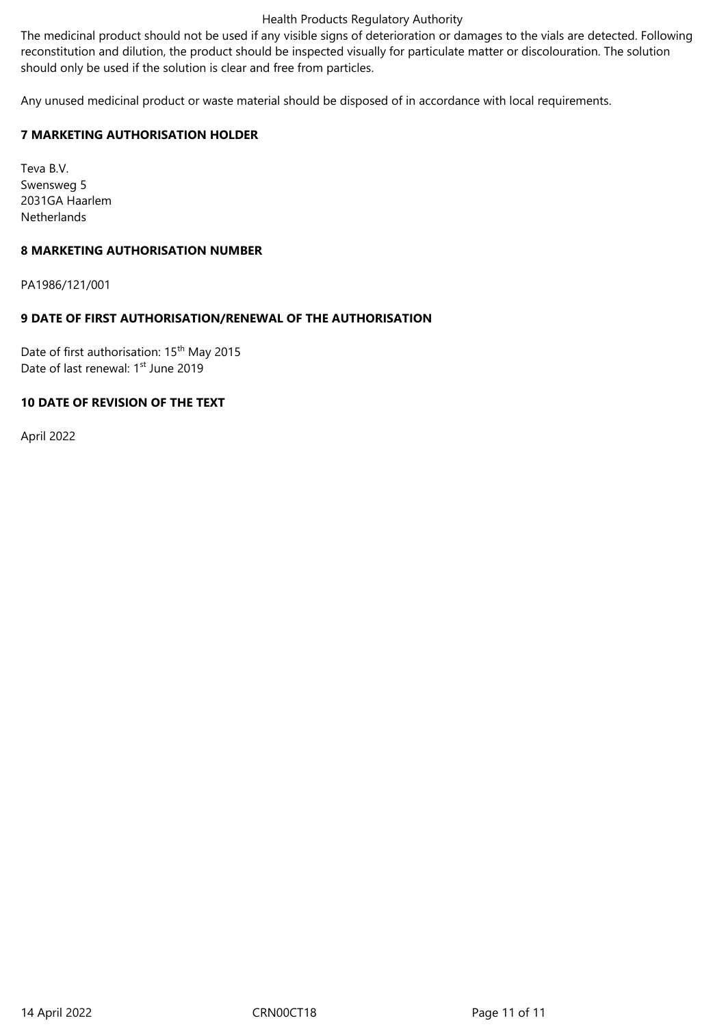The medicinal product should not be used if any visible signs of deterioration or damages to the vials are detected. Following reconstitution and dilution, the product should be inspected visually for particulate matter or discolouration. The solution should only be used if the solution is clear and free from particles.

Any unused medicinal product or waste material should be disposed of in accordance with local requirements.

## 7 MARKETING AUTHORISATION HOLDER

Teva B.V.
Swensweg 5
2031GA Haarlem
Netherlands

## 8 MARKETING AUTHORISATION NUMBER

PA1986/121/001

## 9 DATE OF FIRST AUTHORISATION/RENEWAL OF THE AUTHORISATION

Date of first authorisation: 15th May 2015
Date of last renewal: 1st June 2019

## 10 DATE OF REVISION OF THE TEXT

April 2022